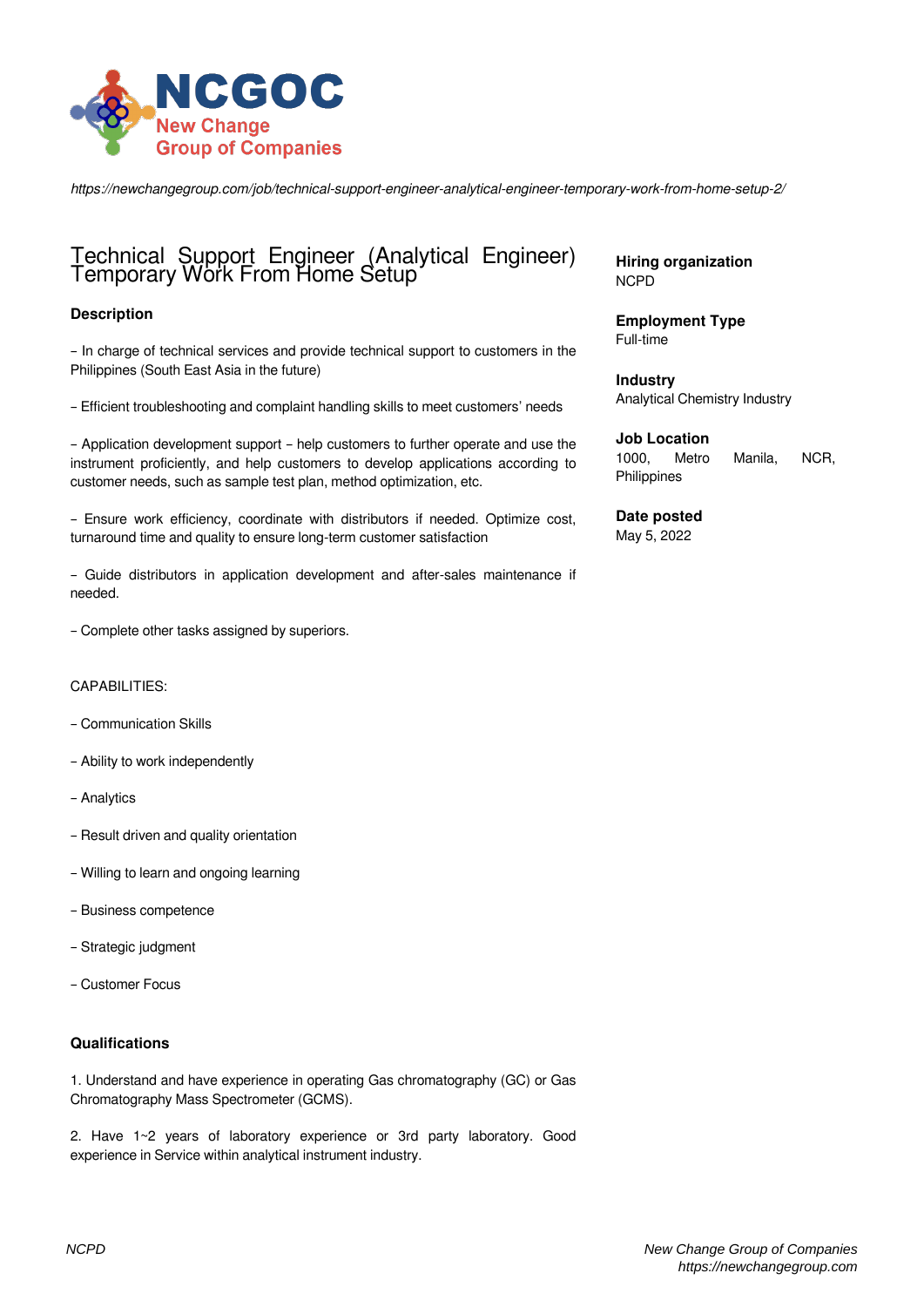NCGOC
New Change
Group of Companies

*https://newchangegroup.com/job/technical-support-engineer-analytical-engineer-temporary-work-from-home-setup-2/*

# Technical Support Engineer (Analytical Engineer) Temporary Work From Home Setup

**Hiring organization**
NCPD

**Employment Type**
Full-time

**Industry**
Analytical Chemistry Industry

**Job Location**
1000, Metro Manila, NCR, Philippines

**Date posted**
May 5, 2022

### Description

– In charge of technical services and provide technical support to customers in the Philippines (South East Asia in the future)

– Efficient troubleshooting and complaint handling skills to meet customers' needs

– Application development support – help customers to further operate and use the instrument proficiently, and help customers to develop applications according to customer needs, such as sample test plan, method optimization, etc.

– Ensure work efficiency, coordinate with distributors if needed. Optimize cost, turnaround time and quality to ensure long-term customer satisfaction

– Guide distributors in application development and after-sales maintenance if needed.

– Complete other tasks assigned by superiors.

CAPABILITIES:

– Communication Skills

– Ability to work independently

– Analytics

– Result driven and quality orientation

– Willing to learn and ongoing learning

– Business competence

– Strategic judgment

– Customer Focus

### Qualifications

1. Understand and have experience in operating Gas chromatography (GC) or Gas Chromatography Mass Spectrometer (GCMS).

2. Have 1~2 years of laboratory experience or 3rd party laboratory. Good experience in Service within analytical instrument industry.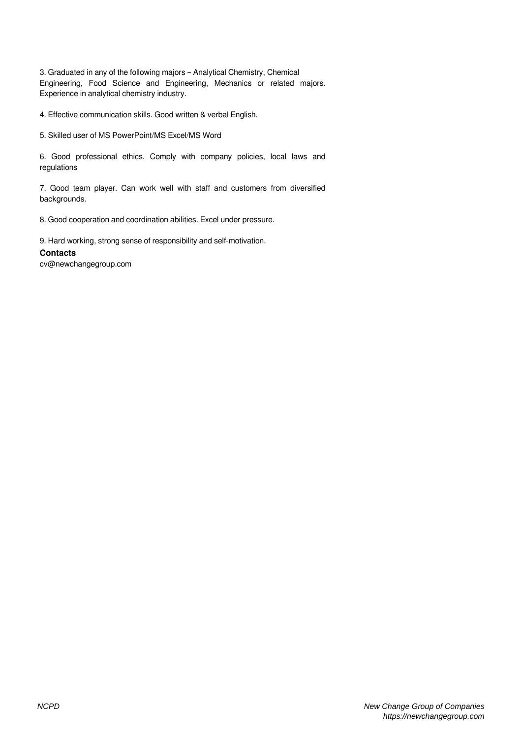3. Graduated in any of the following majors – Analytical Chemistry, Chemical Engineering, Food Science and Engineering, Mechanics or related majors. Experience in analytical chemistry industry.

4. Effective communication skills. Good written & verbal English.

5. Skilled user of MS PowerPoint/MS Excel/MS Word

6. Good professional ethics. Comply with company policies, local laws and regulations

7. Good team player. Can work well with staff and customers from diversified backgrounds.

8. Good cooperation and coordination abilities. Excel under pressure.

9. Hard working, strong sense of responsibility and self-motivation.

**Contacts**

cv@newchangegroup.com